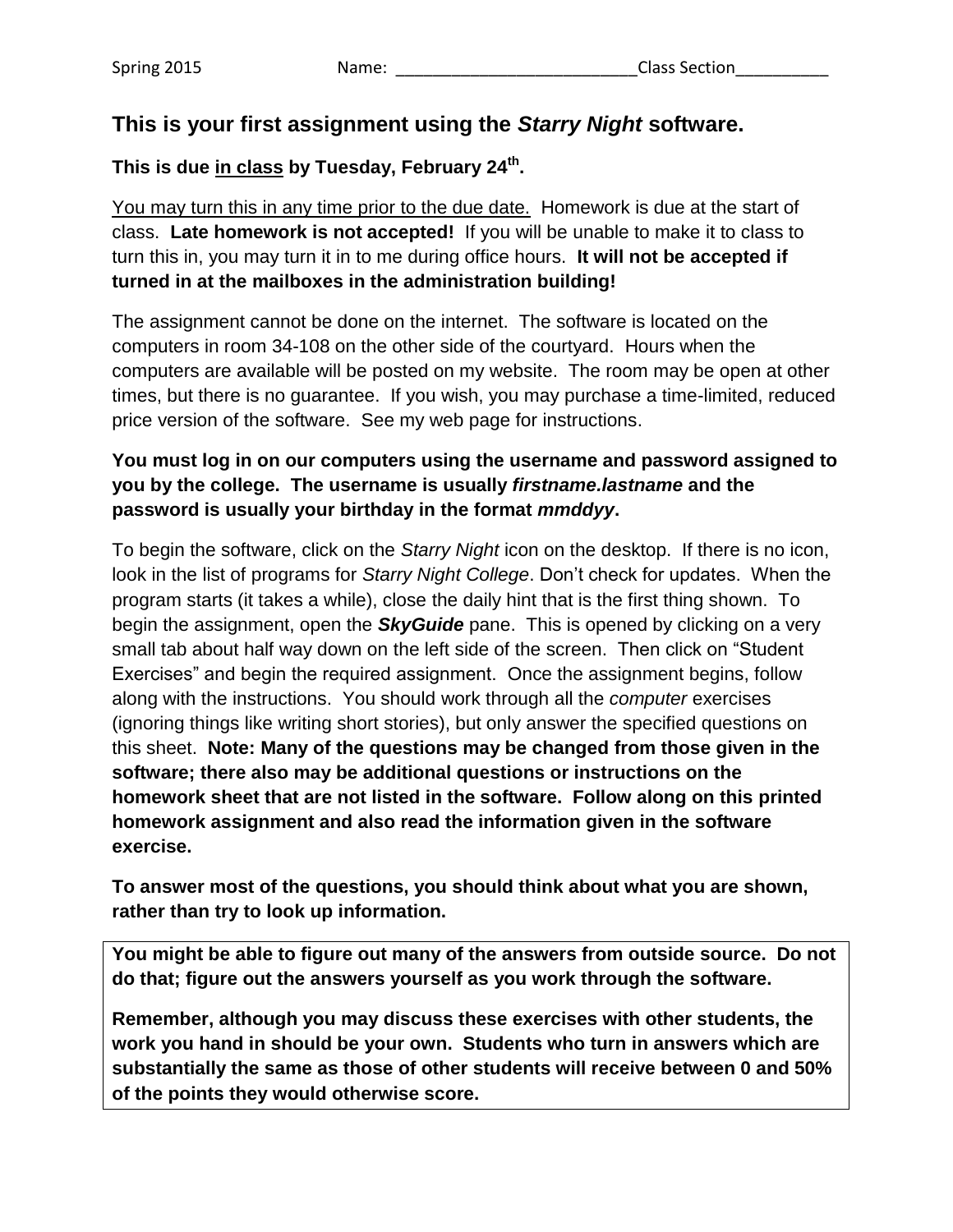Spring 2015 Name: _________________________ Class Section__________

## This is your first assignment using the *Starry Night* software.

**This is due <u>in class</u> by Tuesday, February 24th.**

<u>You may turn this in any time prior to the due date.</u> Homework is due at the start of class. **Late homework is not accepted!** If you will be unable to make it to class to turn this in, you may turn it in to me during office hours. **It will not be accepted if turned in at the mailboxes in the administration building!**

The assignment cannot be done on the internet. The software is located on the computers in room 34-108 on the other side of the courtyard. Hours when the computers are available will be posted on my website. The room may be open at other times, but there is no guarantee. If you wish, you may purchase a time-limited, reduced price version of the software. See my web page for instructions.

**You must log in on our computers using the username and password assigned to you by the college. The username is usually *firstname.lastname* and the password is usually your birthday in the format *mmddyy*.**

To begin the software, click on the *Starry Night* icon on the desktop. If there is no icon, look in the list of programs for *Starry Night College*. Don't check for updates. When the program starts (it takes a while), close the daily hint that is the first thing shown. To begin the assignment, open the ***SkyGuide*** pane. This is opened by clicking on a very small tab about half way down on the left side of the screen. Then click on "Student Exercises" and begin the required assignment. Once the assignment begins, follow along with the instructions. You should work through all the *computer* exercises (ignoring things like writing short stories), but only answer the specified questions on this sheet. **Note: Many of the questions may be changed from those given in the software; there also may be additional questions or instructions on the homework sheet that are not listed in the software. Follow along on this printed homework assignment and also read the information given in the software exercise.**

**To answer most of the questions, you should think about what you are shown, rather than try to look up information.**

**You might be able to figure out many of the answers from outside source. Do not do that; figure out the answers yourself as you work through the software.**

**Remember, although you may discuss these exercises with other students, the work you hand in should be your own. Students who turn in answers which are substantially the same as those of other students will receive between 0 and 50% of the points they would otherwise score.**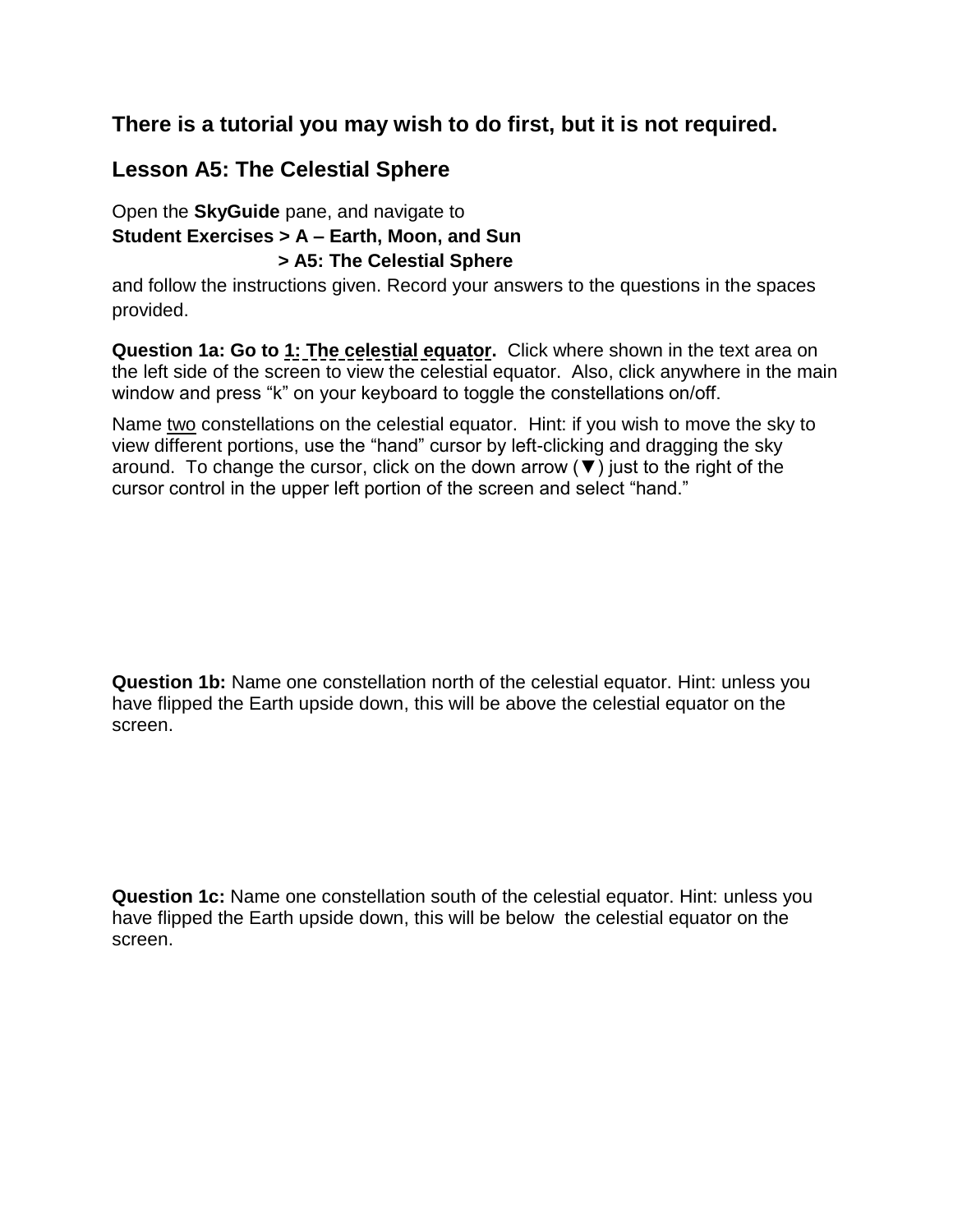## There is a tutorial you may wish to do first, but it is not required.

## Lesson A5: The Celestial Sphere

Open the **SkyGuide** pane, and navigate to
**Student Exercises > A – Earth, Moon, and Sun**
**> A5: The Celestial Sphere**
and follow the instructions given. Record your answers to the questions in the spaces provided.

**Question 1a: Go to 1: The celestial equator.** Click where shown in the text area on the left side of the screen to view the celestial equator. Also, click anywhere in the main window and press "k" on your keyboard to toggle the constellations on/off.

Name two constellations on the celestial equator. Hint: if you wish to move the sky to view different portions, use the "hand" cursor by left-clicking and dragging the sky around. To change the cursor, click on the down arrow (▼) just to the right of the cursor control in the upper left portion of the screen and select "hand."

**Question 1b:** Name one constellation north of the celestial equator. Hint: unless you have flipped the Earth upside down, this will be above the celestial equator on the screen.

**Question 1c:** Name one constellation south of the celestial equator. Hint: unless you have flipped the Earth upside down, this will be below the celestial equator on the screen.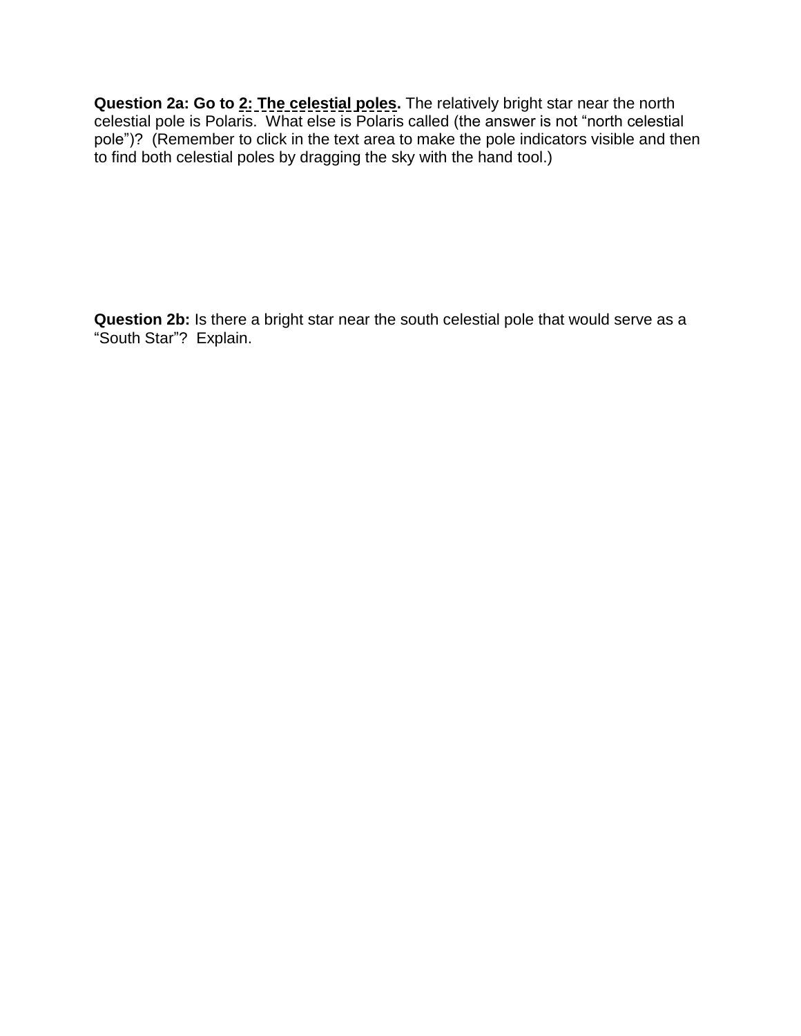**Question 2a: Go to 2: The celestial poles.** The relatively bright star near the north celestial pole is Polaris. What else is Polaris called (the answer is not "north celestial pole")? (Remember to click in the text area to make the pole indicators visible and then to find both celestial poles by dragging the sky with the hand tool.)

**Question 2b:** Is there a bright star near the south celestial pole that would serve as a "South Star"? Explain.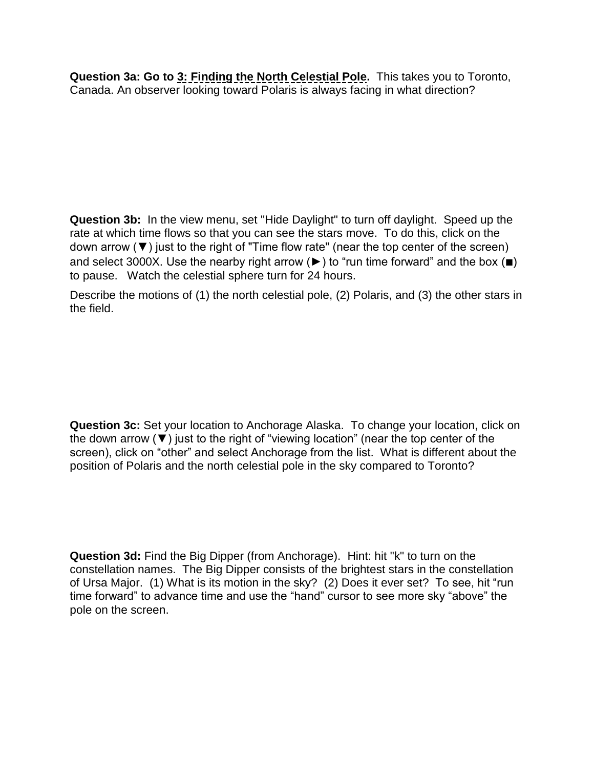**Question 3a: Go to 3: Finding the North Celestial Pole.** This takes you to Toronto, Canada. An observer looking toward Polaris is always facing in what direction?

**Question 3b:** In the view menu, set "Hide Daylight" to turn off daylight. Speed up the rate at which time flows so that you can see the stars move. To do this, click on the down arrow (▼) just to the right of "Time flow rate" (near the top center of the screen) and select 3000X. Use the nearby right arrow (►) to "run time forward" and the box (■) to pause. Watch the celestial sphere turn for 24 hours.

Describe the motions of (1) the north celestial pole, (2) Polaris, and (3) the other stars in the field.

**Question 3c:** Set your location to Anchorage Alaska. To change your location, click on the down arrow (▼) just to the right of "viewing location" (near the top center of the screen), click on "other" and select Anchorage from the list. What is different about the position of Polaris and the north celestial pole in the sky compared to Toronto?

**Question 3d:** Find the Big Dipper (from Anchorage). Hint: hit "k" to turn on the constellation names. The Big Dipper consists of the brightest stars in the constellation of Ursa Major. (1) What is its motion in the sky? (2) Does it ever set? To see, hit "run time forward" to advance time and use the "hand" cursor to see more sky "above" the pole on the screen.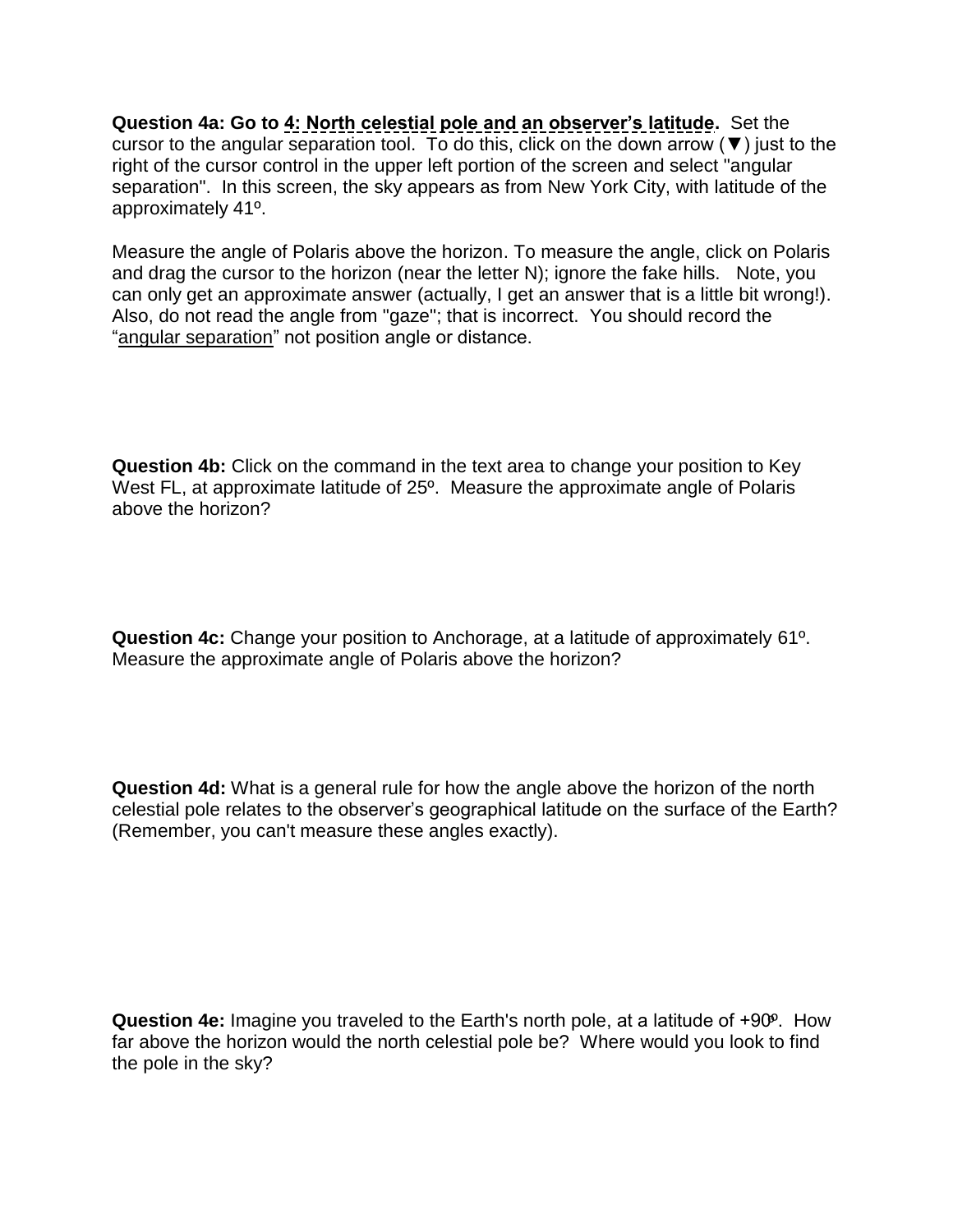**Question 4a: Go to 4: North celestial pole and an observer's latitude.** Set the cursor to the angular separation tool. To do this, click on the down arrow (▼) just to the right of the cursor control in the upper left portion of the screen and select "angular separation". In this screen, the sky appears as from New York City, with latitude of the approximately 41º.

Measure the angle of Polaris above the horizon. To measure the angle, click on Polaris and drag the cursor to the horizon (near the letter N); ignore the fake hills. Note, you can only get an approximate answer (actually, I get an answer that is a little bit wrong!). Also, do not read the angle from "gaze"; that is incorrect. You should record the "angular separation" not position angle or distance.

**Question 4b:** Click on the command in the text area to change your position to Key West FL, at approximate latitude of 25º. Measure the approximate angle of Polaris above the horizon?

**Question 4c:** Change your position to Anchorage, at a latitude of approximately 61º. Measure the approximate angle of Polaris above the horizon?

**Question 4d:** What is a general rule for how the angle above the horizon of the north celestial pole relates to the observer's geographical latitude on the surface of the Earth? (Remember, you can't measure these angles exactly).

**Question 4e:** Imagine you traveled to the Earth's north pole, at a latitude of +90º. How far above the horizon would the north celestial pole be? Where would you look to find the pole in the sky?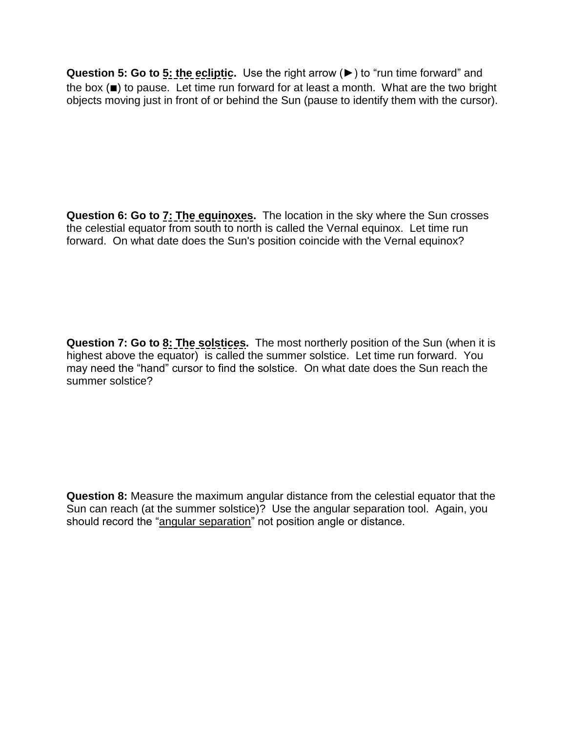**Question 5: Go to 5: the ecliptic.** Use the right arrow (►) to "run time forward" and the box (■) to pause. Let time run forward for at least a month. What are the two bright objects moving just in front of or behind the Sun (pause to identify them with the cursor).

**Question 6: Go to 7: The equinoxes.** The location in the sky where the Sun crosses the celestial equator from south to north is called the Vernal equinox. Let time run forward. On what date does the Sun's position coincide with the Vernal equinox?

**Question 7: Go to 8: The solstices.** The most northerly position of the Sun (when it is highest above the equator) is called the summer solstice. Let time run forward. You may need the "hand" cursor to find the solstice. On what date does the Sun reach the summer solstice?

**Question 8:** Measure the maximum angular distance from the celestial equator that the Sun can reach (at the summer solstice)? Use the angular separation tool. Again, you should record the "angular separation" not position angle or distance.